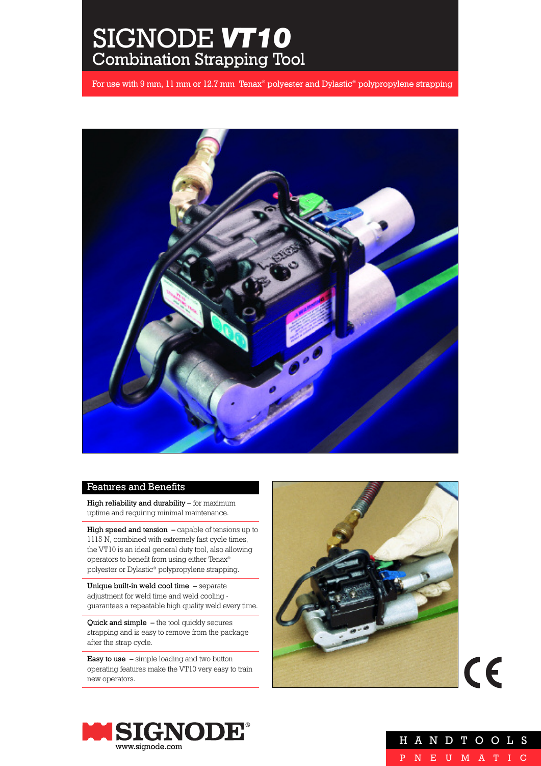# SIGNODE *VT10*
## Combination Strapping Tool

For use with 9 mm, 11 mm or 12.7 mm Tenax® polyester and Dylastic® polypropylene strapping

## Features and Benefits

**High reliability and durability** – for maximum uptime and requiring minimal maintenance.

**High speed and tension** – capable of tensions up to 1115 N, combined with extremely fast cycle times, the VT10 is an ideal general duty tool, also allowing operators to benefit from using either Tenax® polyester or Dylastic® polypropylene strapping.

**Unique built-in weld cool time** – separate adjustment for weld time and weld cooling - guarantees a repeatable high quality weld every time.

**Quick and simple** – the tool quickly secures strapping and is easy to remove from the package after the strap cycle.

**Easy to use** – simple loading and two button operating features make the VT10 very easy to train new operators.

SIGNODE®
www.signode.com

HANDTOOLS
PNEUMATIC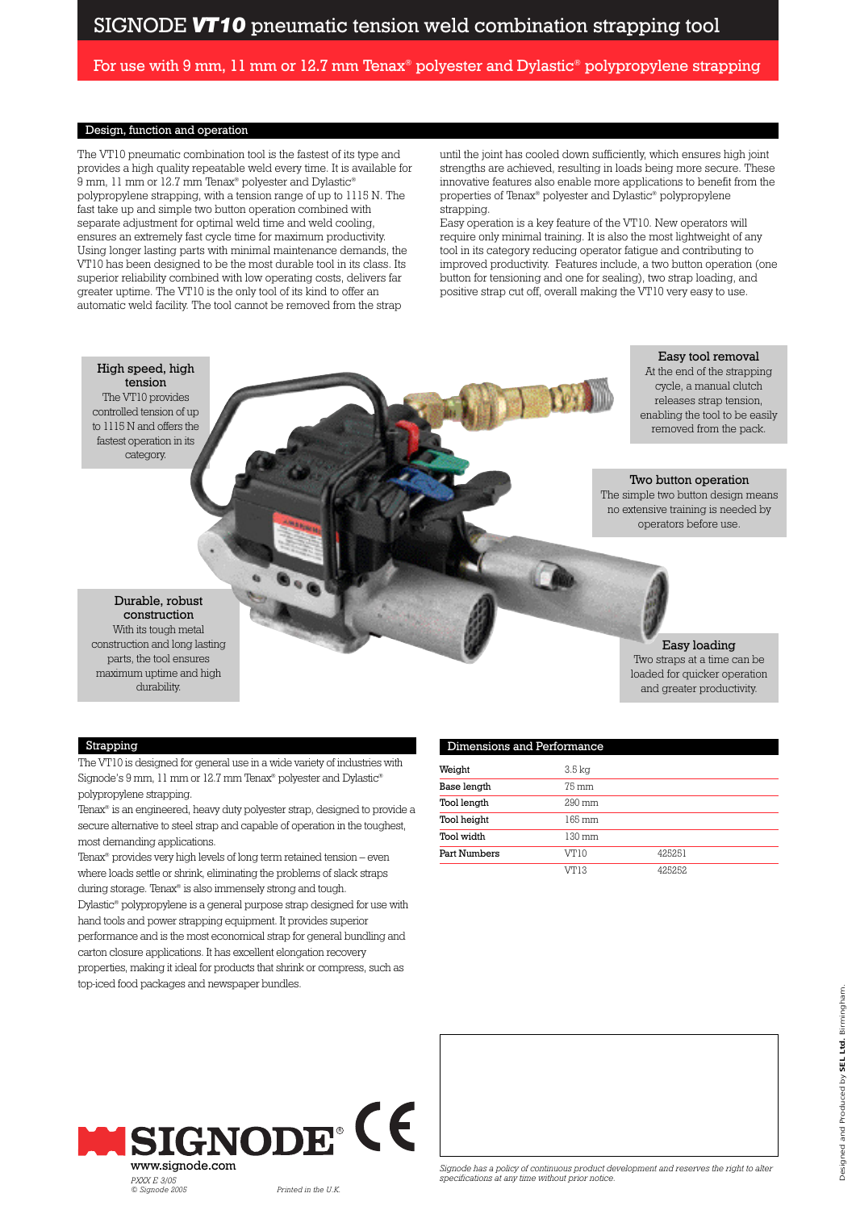# SIGNODE VT10 pneumatic tension weld combination strapping tool

## For use with 9 mm, 11 mm or 12.7 mm Tenax® polyester and Dylastic® polypropylene strapping

### Design, function and operation

The VT10 pneumatic combination tool is the fastest of its type and provides a high quality repeatable weld every time. It is available for 9 mm, 11 mm or 12.7 mm Tenax® polyester and Dylastic® polypropylene strapping, with a tension range of up to 1115 N. The fast take up and simple two button operation combined with separate adjustment for optimal weld time and weld cooling, ensures an extremely fast cycle time for maximum productivity. Using longer lasting parts with minimal maintenance demands, the VT10 has been designed to be the most durable tool in its class. Its superior reliability combined with low operating costs, delivers far greater uptime. The VT10 is the only tool of its kind to offer an automatic weld facility. The tool cannot be removed from the strap until the joint has cooled down sufficiently, which ensures high joint strengths are achieved, resulting in loads being more secure. These innovative features also enable more applications to benefit from the properties of Tenax® polyester and Dylastic® polypropylene strapping.

Easy operation is a key feature of the VT10. New operators will require only minimal training. It is also the most lightweight of any tool in its category reducing operator fatigue and contributing to improved productivity. Features include, a two button operation (one button for tensioning and one for sealing), two strap loading, and positive strap cut off, overall making the VT10 very easy to use.

**High speed, high tension**
The VT10 provides controlled tension of up to 1115 N and offers the fastest operation in its category.

**Easy tool removal**
At the end of the strapping cycle, a manual clutch releases strap tension, enabling the tool to be easily removed from the pack.

**Two button operation**
The simple two button design means no extensive training is needed by operators before use.

**Durable, robust construction**
With its tough metal construction and long lasting parts, the tool ensures maximum uptime and high durability.

**Easy loading**
Two straps at a time can be loaded for quicker operation and greater productivity.

### Strapping

The VT10 is designed for general use in a wide variety of industries with Signode's 9 mm, 11 mm or 12.7 mm Tenax® polyester and Dylastic® polypropylene strapping.

Tenax® is an engineered, heavy duty polyester strap, designed to provide a secure alternative to steel strap and capable of operation in the toughest, most demanding applications.

Tenax® provides very high levels of long term retained tension – even where loads settle or shrink, eliminating the problems of slack straps during storage. Tenax® is also immensely strong and tough.

Dylastic® polypropylene is a general purpose strap designed for use with hand tools and power strapping equipment. It provides superior performance and is the most economical strap for general bundling and carton closure applications. It has excellent elongation recovery properties, making it ideal for products that shrink or compress, such as top-iced food packages and newspaper bundles.

### Dimensions and Performance

| | | |
|---|---|---|
| Weight | 3.5 kg | |
| Base length | 75 mm | |
| Tool length | 290 mm | |
| Tool height | 165 mm | |
| Tool width | 130 mm | |
| Part Numbers | VT10 | 425251 |
| | VT13 | 425252 |

SIGNODE®
www.signode.com
PXXX E 3/05
© Signode 2005
Printed in the U.K.

*Signode has a policy of continuous product development and reserves the right to alter specifications at any time without prior notice.*

Designed and Produced by **SEL Ltd.** Birmingham.